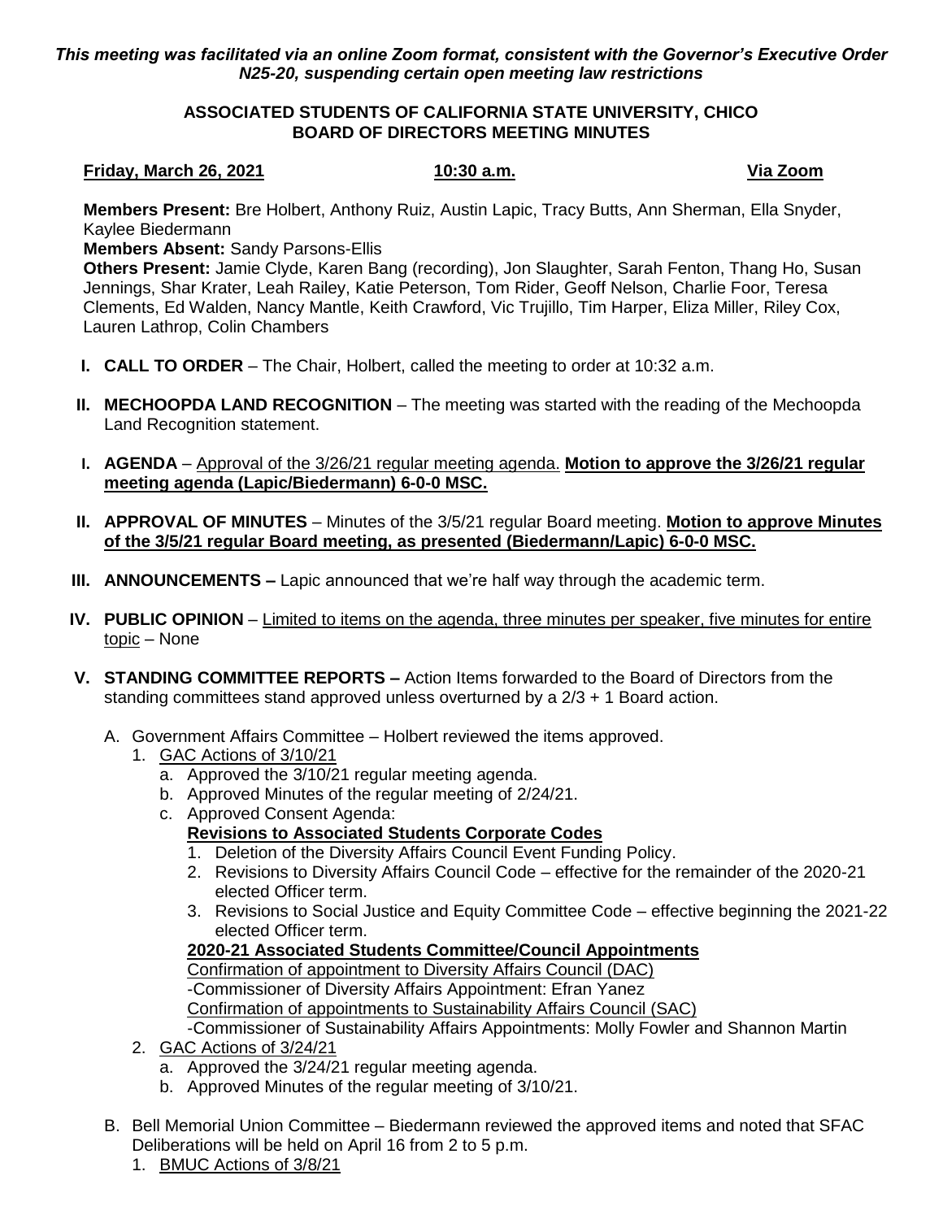***This meeting was facilitated via an online Zoom format, consistent with the Governor's Executive Order N25-20, suspending certain open meeting law restrictions***

**ASSOCIATED STUDENTS OF CALIFORNIA STATE UNIVERSITY, CHICO**
**BOARD OF DIRECTORS MEETING MINUTES**

**Friday, March 26, 2021** **10:30 a.m.** **Via Zoom**

**Members Present:** Bre Holbert, Anthony Ruiz, Austin Lapic, Tracy Butts, Ann Sherman, Ella Snyder, Kaylee Biedermann
**Members Absent:** Sandy Parsons-Ellis
**Others Present:** Jamie Clyde, Karen Bang (recording), Jon Slaughter, Sarah Fenton, Thang Ho, Susan Jennings, Shar Krater, Leah Railey, Katie Peterson, Tom Rider, Geoff Nelson, Charlie Foor, Teresa Clements, Ed Walden, Nancy Mantle, Keith Crawford, Vic Trujillo, Tim Harper, Eliza Miller, Riley Cox, Lauren Lathrop, Colin Chambers

I. **CALL TO ORDER** – The Chair, Holbert, called the meeting to order at 10:32 a.m.

II. **MECHOOPDA LAND RECOGNITION** – The meeting was started with the reading of the Mechoopda Land Recognition statement.

I. **AGENDA** – Approval of the 3/26/21 regular meeting agenda. **Motion to approve the 3/26/21 regular meeting agenda (Lapic/Biedermann) 6-0-0 MSC.**

II. **APPROVAL OF MINUTES** – Minutes of the 3/5/21 regular Board meeting. **Motion to approve Minutes of the 3/5/21 regular Board meeting, as presented (Biedermann/Lapic) 6-0-0 MSC.**

III. **ANNOUNCEMENTS –** Lapic announced that we're half way through the academic term.

IV. **PUBLIC OPINION** – Limited to items on the agenda, three minutes per speaker, five minutes for entire topic – None

V. **STANDING COMMITTEE REPORTS –** Action Items forwarded to the Board of Directors from the standing committees stand approved unless overturned by a 2/3 + 1 Board action.

   A. Government Affairs Committee – Holbert reviewed the items approved.
      1. GAC Actions of 3/10/21
         a. Approved the 3/10/21 regular meeting agenda.
         b. Approved Minutes of the regular meeting of 2/24/21.
         c. Approved Consent Agenda:
            **Revisions to Associated Students Corporate Codes**
            1. Deletion of the Diversity Affairs Council Event Funding Policy.
            2. Revisions to Diversity Affairs Council Code – effective for the remainder of the 2020-21 elected Officer term.
            3. Revisions to Social Justice and Equity Committee Code – effective beginning the 2021-22 elected Officer term.

            **2020-21 Associated Students Committee/Council Appointments**
            Confirmation of appointment to Diversity Affairs Council (DAC)
            -Commissioner of Diversity Affairs Appointment: Efran Yanez
            Confirmation of appointments to Sustainability Affairs Council (SAC)
            -Commissioner of Sustainability Affairs Appointments: Molly Fowler and Shannon Martin
      2. GAC Actions of 3/24/21
         a. Approved the 3/24/21 regular meeting agenda.
         b. Approved Minutes of the regular meeting of 3/10/21.

   B. Bell Memorial Union Committee – Biedermann reviewed the approved items and noted that SFAC Deliberations will be held on April 16 from 2 to 5 p.m.
      1. BMUC Actions of 3/8/21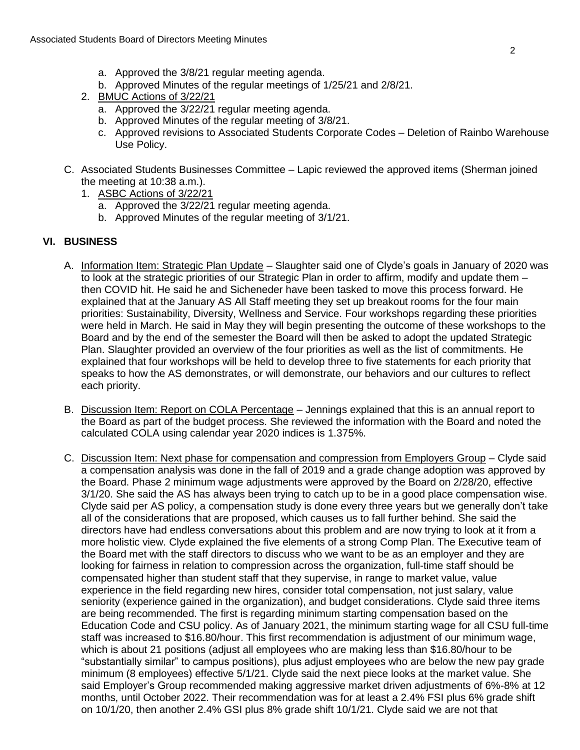- a. Approved the 3/8/21 regular meeting agenda.
   - b. Approved Minutes of the regular meetings of 1/25/21 and 2/8/21.

2. BMUC Actions of 3/22/21
   - a. Approved the 3/22/21 regular meeting agenda.
   - b. Approved Minutes of the regular meeting of 3/8/21.
   - c. Approved revisions to Associated Students Corporate Codes – Deletion of Rainbo Warehouse Use Policy.

C. Associated Students Businesses Committee – Lapic reviewed the approved items (Sherman joined the meeting at 10:38 a.m.).

1. ASBC Actions of 3/22/21
   - a. Approved the 3/22/21 regular meeting agenda.
   - b. Approved Minutes of the regular meeting of 3/1/21.

## VI. BUSINESS

A. Information Item: Strategic Plan Update – Slaughter said one of Clyde's goals in January of 2020 was to look at the strategic priorities of our Strategic Plan in order to affirm, modify and update them – then COVID hit. He said he and Sicheneder have been tasked to move this process forward. He explained that at the January AS All Staff meeting they set up breakout rooms for the four main priorities: Sustainability, Diversity, Wellness and Service. Four workshops regarding these priorities were held in March. He said in May they will begin presenting the outcome of these workshops to the Board and by the end of the semester the Board will then be asked to adopt the updated Strategic Plan. Slaughter provided an overview of the four priorities as well as the list of commitments. He explained that four workshops will be held to develop three to five statements for each priority that speaks to how the AS demonstrates, or will demonstrate, our behaviors and our cultures to reflect each priority.

B. Discussion Item: Report on COLA Percentage – Jennings explained that this is an annual report to the Board as part of the budget process. She reviewed the information with the Board and noted the calculated COLA using calendar year 2020 indices is 1.375%.

C. Discussion Item: Next phase for compensation and compression from Employers Group – Clyde said a compensation analysis was done in the fall of 2019 and a grade change adoption was approved by the Board. Phase 2 minimum wage adjustments were approved by the Board on 2/28/20, effective 3/1/20. She said the AS has always been trying to catch up to be in a good place compensation wise. Clyde said per AS policy, a compensation study is done every three years but we generally don't take all of the considerations that are proposed, which causes us to fall further behind. She said the directors have had endless conversations about this problem and are now trying to look at it from a more holistic view. Clyde explained the five elements of a strong Comp Plan. The Executive team of the Board met with the staff directors to discuss who we want to be as an employer and they are looking for fairness in relation to compression across the organization, full-time staff should be compensated higher than student staff that they supervise, in range to market value, value experience in the field regarding new hires, consider total compensation, not just salary, value seniority (experience gained in the organization), and budget considerations. Clyde said three items are being recommended. The first is regarding minimum starting compensation based on the Education Code and CSU policy. As of January 2021, the minimum starting wage for all CSU full-time staff was increased to $16.80/hour. This first recommendation is adjustment of our minimum wage, which is about 21 positions (adjust all employees who are making less than $16.80/hour to be "substantially similar" to campus positions), plus adjust employees who are below the new pay grade minimum (8 employees) effective 5/1/21. Clyde said the next piece looks at the market value. She said Employer's Group recommended making aggressive market driven adjustments of 6%-8% at 12 months, until October 2022. Their recommendation was for at least a 2.4% FSI plus 6% grade shift on 10/1/20, then another 2.4% GSI plus 8% grade shift 10/1/21. Clyde said we are not that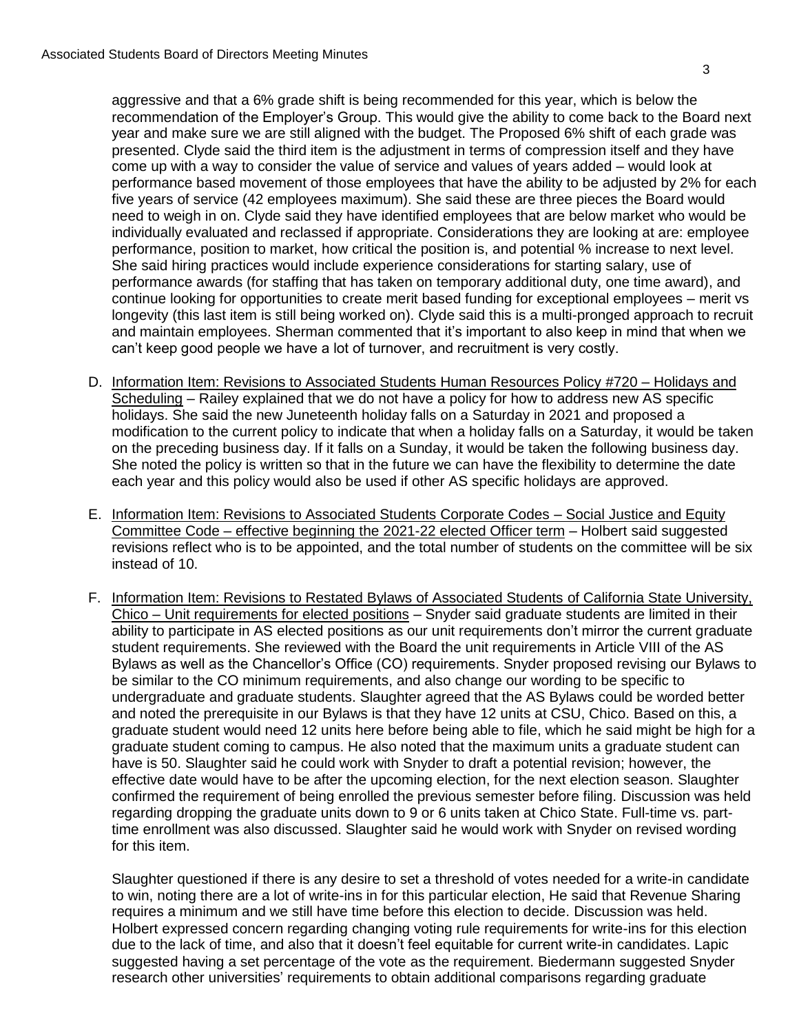aggressive and that a 6% grade shift is being recommended for this year, which is below the recommendation of the Employer's Group. This would give the ability to come back to the Board next year and make sure we are still aligned with the budget. The Proposed 6% shift of each grade was presented. Clyde said the third item is the adjustment in terms of compression itself and they have come up with a way to consider the value of service and values of years added – would look at performance based movement of those employees that have the ability to be adjusted by 2% for each five years of service (42 employees maximum). She said these are three pieces the Board would need to weigh in on. Clyde said they have identified employees that are below market who would be individually evaluated and reclassed if appropriate. Considerations they are looking at are: employee performance, position to market, how critical the position is, and potential % increase to next level. She said hiring practices would include experience considerations for starting salary, use of performance awards (for staffing that has taken on temporary additional duty, one time award), and continue looking for opportunities to create merit based funding for exceptional employees – merit vs longevity (this last item is still being worked on). Clyde said this is a multi-pronged approach to recruit and maintain employees. Sherman commented that it's important to also keep in mind that when we can't keep good people we have a lot of turnover, and recruitment is very costly.

D. Information Item: Revisions to Associated Students Human Resources Policy #720 – Holidays and Scheduling – Railey explained that we do not have a policy for how to address new AS specific holidays. She said the new Juneteenth holiday falls on a Saturday in 2021 and proposed a modification to the current policy to indicate that when a holiday falls on a Saturday, it would be taken on the preceding business day. If it falls on a Sunday, it would be taken the following business day. She noted the policy is written so that in the future we can have the flexibility to determine the date each year and this policy would also be used if other AS specific holidays are approved.

E. Information Item: Revisions to Associated Students Corporate Codes – Social Justice and Equity Committee Code – effective beginning the 2021-22 elected Officer term – Holbert said suggested revisions reflect who is to be appointed, and the total number of students on the committee will be six instead of 10.

F. Information Item: Revisions to Restated Bylaws of Associated Students of California State University, Chico – Unit requirements for elected positions – Snyder said graduate students are limited in their ability to participate in AS elected positions as our unit requirements don't mirror the current graduate student requirements. She reviewed with the Board the unit requirements in Article VIII of the AS Bylaws as well as the Chancellor's Office (CO) requirements. Snyder proposed revising our Bylaws to be similar to the CO minimum requirements, and also change our wording to be specific to undergraduate and graduate students. Slaughter agreed that the AS Bylaws could be worded better and noted the prerequisite in our Bylaws is that they have 12 units at CSU, Chico. Based on this, a graduate student would need 12 units here before being able to file, which he said might be high for a graduate student coming to campus. He also noted that the maximum units a graduate student can have is 50. Slaughter said he could work with Snyder to draft a potential revision; however, the effective date would have to be after the upcoming election, for the next election season. Slaughter confirmed the requirement of being enrolled the previous semester before filing. Discussion was held regarding dropping the graduate units down to 9 or 6 units taken at Chico State. Full-time vs. part-time enrollment was also discussed. Slaughter said he would work with Snyder on revised wording for this item.

Slaughter questioned if there is any desire to set a threshold of votes needed for a write-in candidate to win, noting there are a lot of write-ins in for this particular election, He said that Revenue Sharing requires a minimum and we still have time before this election to decide. Discussion was held. Holbert expressed concern regarding changing voting rule requirements for write-ins for this election due to the lack of time, and also that it doesn't feel equitable for current write-in candidates. Lapic suggested having a set percentage of the vote as the requirement. Biedermann suggested Snyder research other universities' requirements to obtain additional comparisons regarding graduate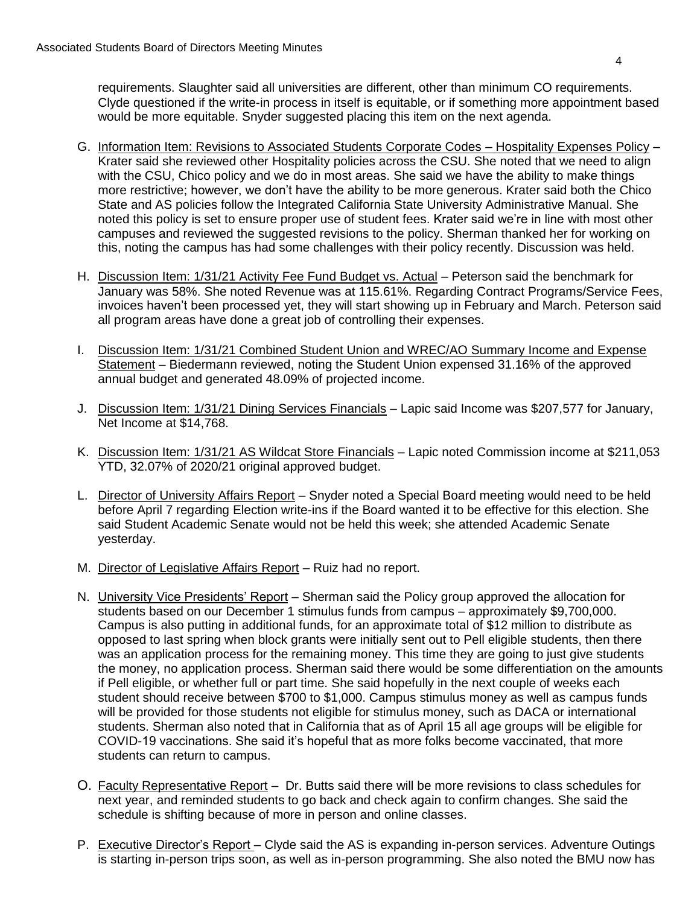requirements. Slaughter said all universities are different, other than minimum CO requirements. Clyde questioned if the write-in process in itself is equitable, or if something more appointment based would be more equitable. Snyder suggested placing this item on the next agenda.

G. Information Item: Revisions to Associated Students Corporate Codes – Hospitality Expenses Policy – Krater said she reviewed other Hospitality policies across the CSU. She noted that we need to align with the CSU, Chico policy and we do in most areas. She said we have the ability to make things more restrictive; however, we don't have the ability to be more generous. Krater said both the Chico State and AS policies follow the Integrated California State University Administrative Manual. She noted this policy is set to ensure proper use of student fees. Krater said we're in line with most other campuses and reviewed the suggested revisions to the policy. Sherman thanked her for working on this, noting the campus has had some challenges with their policy recently. Discussion was held.

H. Discussion Item: 1/31/21 Activity Fee Fund Budget vs. Actual – Peterson said the benchmark for January was 58%. She noted Revenue was at 115.61%. Regarding Contract Programs/Service Fees, invoices haven't been processed yet, they will start showing up in February and March. Peterson said all program areas have done a great job of controlling their expenses.

I. Discussion Item: 1/31/21 Combined Student Union and WREC/AO Summary Income and Expense Statement – Biedermann reviewed, noting the Student Union expensed 31.16% of the approved annual budget and generated 48.09% of projected income.

J. Discussion Item: 1/31/21 Dining Services Financials – Lapic said Income was $207,577 for January, Net Income at $14,768.

K. Discussion Item: 1/31/21 AS Wildcat Store Financials – Lapic noted Commission income at $211,053 YTD, 32.07% of 2020/21 original approved budget.

L. Director of University Affairs Report – Snyder noted a Special Board meeting would need to be held before April 7 regarding Election write-ins if the Board wanted it to be effective for this election. She said Student Academic Senate would not be held this week; she attended Academic Senate yesterday.

M. Director of Legislative Affairs Report – Ruiz had no report.

N. University Vice Presidents' Report – Sherman said the Policy group approved the allocation for students based on our December 1 stimulus funds from campus – approximately $9,700,000. Campus is also putting in additional funds, for an approximate total of $12 million to distribute as opposed to last spring when block grants were initially sent out to Pell eligible students, then there was an application process for the remaining money. This time they are going to just give students the money, no application process. Sherman said there would be some differentiation on the amounts if Pell eligible, or whether full or part time. She said hopefully in the next couple of weeks each student should receive between $700 to $1,000. Campus stimulus money as well as campus funds will be provided for those students not eligible for stimulus money, such as DACA or international students. Sherman also noted that in California that as of April 15 all age groups will be eligible for COVID-19 vaccinations. She said it's hopeful that as more folks become vaccinated, that more students can return to campus.

O. Faculty Representative Report – Dr. Butts said there will be more revisions to class schedules for next year, and reminded students to go back and check again to confirm changes. She said the schedule is shifting because of more in person and online classes.

P. Executive Director's Report – Clyde said the AS is expanding in-person services. Adventure Outings is starting in-person trips soon, as well as in-person programming. She also noted the BMU now has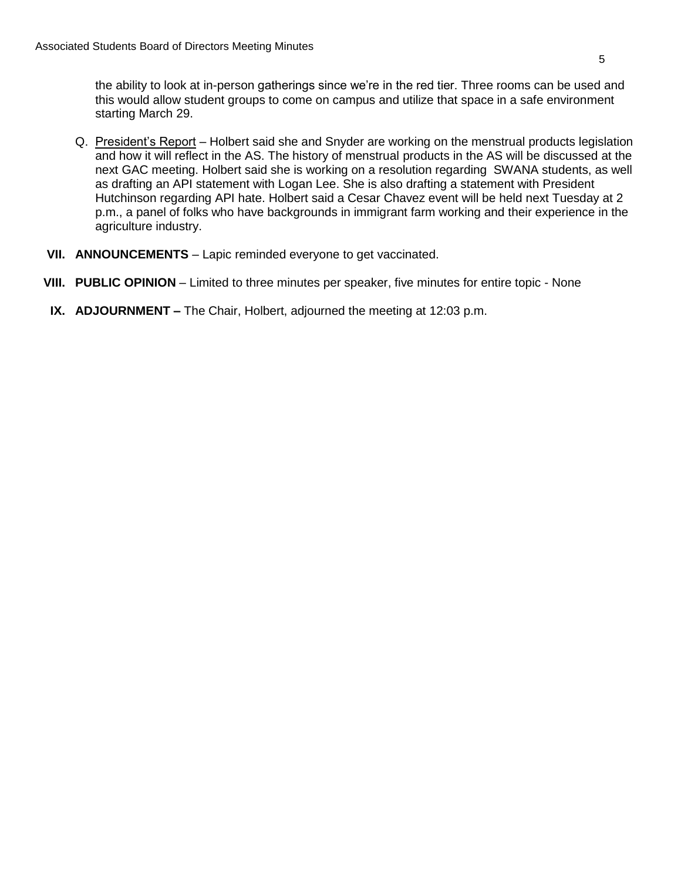the ability to look at in-person gatherings since we're in the red tier. Three rooms can be used and this would allow student groups to come on campus and utilize that space in a safe environment starting March 29.

Q. President's Report – Holbert said she and Snyder are working on the menstrual products legislation and how it will reflect in the AS. The history of menstrual products in the AS will be discussed at the next GAC meeting. Holbert said she is working on a resolution regarding SWANA students, as well as drafting an API statement with Logan Lee. She is also drafting a statement with President Hutchinson regarding API hate. Holbert said a Cesar Chavez event will be held next Tuesday at 2 p.m., a panel of folks who have backgrounds in immigrant farm working and their experience in the agriculture industry.

**VII. ANNOUNCEMENTS** – Lapic reminded everyone to get vaccinated.

**VIII. PUBLIC OPINION** – Limited to three minutes per speaker, five minutes for entire topic - None

**IX. ADJOURNMENT –** The Chair, Holbert, adjourned the meeting at 12:03 p.m.